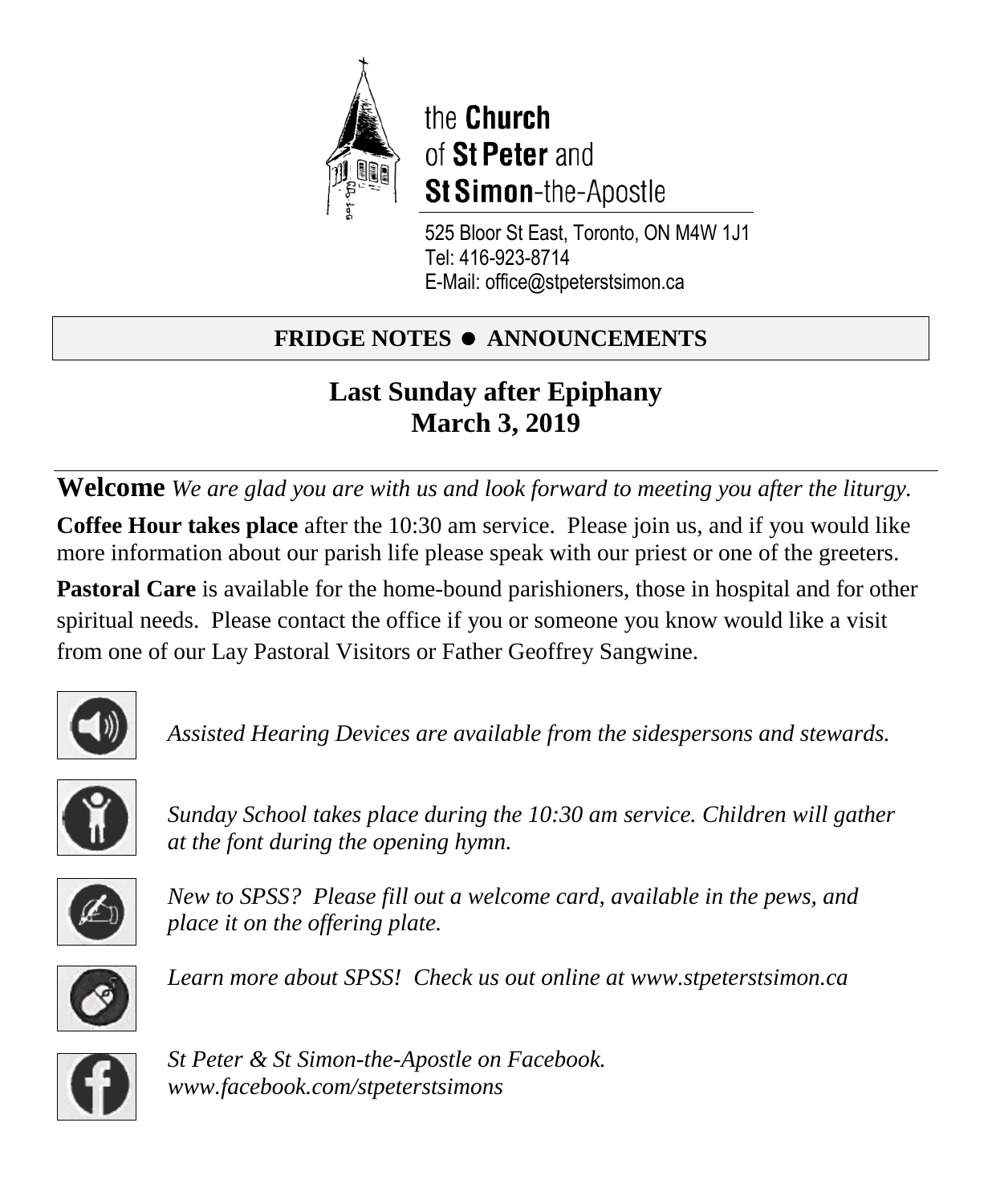the **Church** of **St Peter** and **St Simon**-the-Apostle

525 Bloor St East, Toronto, ON M4W 1J1
Tel: 416-923-8714
E-Mail: office@stpeterstsimon.ca

**FRIDGE NOTES ● ANNOUNCEMENTS**

## Last Sunday after Epiphany
## March 3, 2019

**Welcome** *We are glad you are with us and look forward to meeting you after the liturgy.*

**Coffee Hour takes place** after the 10:30 am service. Please join us, and if you would like more information about our parish life please speak with our priest or one of the greeters.

**Pastoral Care** is available for the home-bound parishioners, those in hospital and for other spiritual needs. Please contact the office if you or someone you know would like a visit from one of our Lay Pastoral Visitors or Father Geoffrey Sangwine.

*Assisted Hearing Devices are available from the sidespersons and stewards.*

*Sunday School takes place during the 10:30 am service. Children will gather at the font during the opening hymn.*

*New to SPSS? Please fill out a welcome card, available in the pews, and place it on the offering plate.*

*Learn more about SPSS! Check us out online at www.stpeterstsimon.ca*

*St Peter & St Simon-the-Apostle on Facebook. www.facebook.com/stpeterstsimons*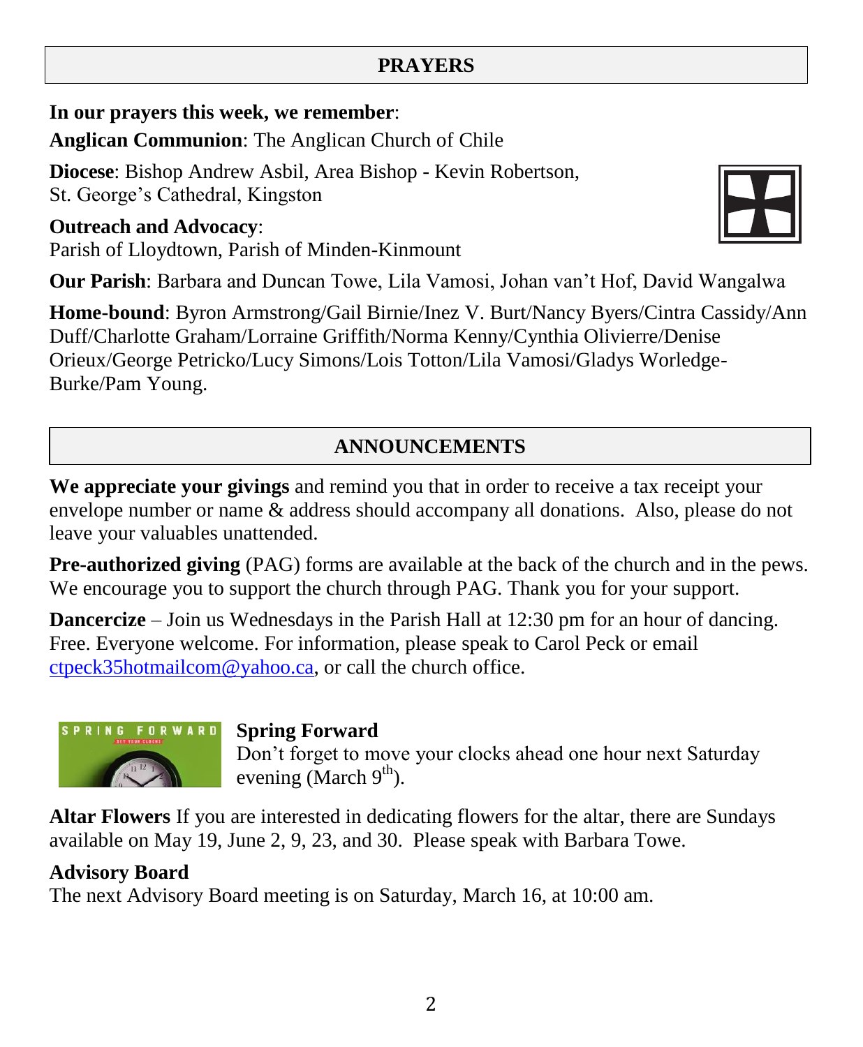## PRAYERS

**In our prayers this week, we remember**:

**Anglican Communion**: The Anglican Church of Chile

**Diocese**: Bishop Andrew Asbil, Area Bishop - Kevin Robertson, St. George's Cathedral, Kingston

**Outreach and Advocacy**:
Parish of Lloydtown, Parish of Minden-Kinmount

**Our Parish**: Barbara and Duncan Towe, Lila Vamosi, Johan van't Hof, David Wangalwa

**Home-bound**: Byron Armstrong/Gail Birnie/Inez V. Burt/Nancy Byers/Cintra Cassidy/Ann Duff/Charlotte Graham/Lorraine Griffith/Norma Kenny/Cynthia Olivierre/Denise Orieux/George Petricko/Lucy Simons/Lois Totton/Lila Vamosi/Gladys Worledge-Burke/Pam Young.

## ANNOUNCEMENTS

**We appreciate your givings** and remind you that in order to receive a tax receipt your envelope number or name & address should accompany all donations. Also, please do not leave your valuables unattended.

**Pre-authorized giving** (PAG) forms are available at the back of the church and in the pews. We encourage you to support the church through PAG. Thank you for your support.

**Dancercize** – Join us Wednesdays in the Parish Hall at 12:30 pm for an hour of dancing. Free. Everyone welcome. For information, please speak to Carol Peck or email ctpeck35hotmailcom@yahoo.ca, or call the church office.

**Spring Forward**
Don't forget to move your clocks ahead one hour next Saturday evening (March 9th).

**Altar Flowers** If you are interested in dedicating flowers for the altar, there are Sundays available on May 19, June 2, 9, 23, and 30. Please speak with Barbara Towe.

**Advisory Board**
The next Advisory Board meeting is on Saturday, March 16, at 10:00 am.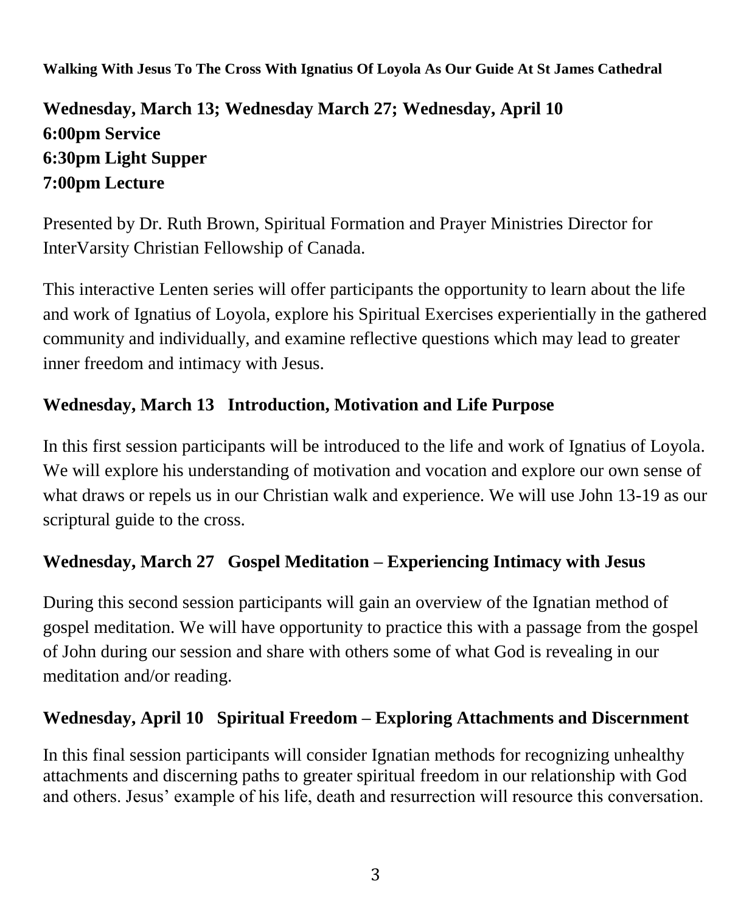**Walking With Jesus To The Cross With Ignatius Of Loyola As Our Guide At St James Cathedral**

**Wednesday, March 13; Wednesday March 27; Wednesday, April 10**
**6:00pm Service**
**6:30pm Light Supper**
**7:00pm Lecture**

Presented by Dr. Ruth Brown, Spiritual Formation and Prayer Ministries Director for InterVarsity Christian Fellowship of Canada.

This interactive Lenten series will offer participants the opportunity to learn about the life and work of Ignatius of Loyola, explore his Spiritual Exercises experientially in the gathered community and individually, and examine reflective questions which may lead to greater inner freedom and intimacy with Jesus.

**Wednesday, March 13 Introduction, Motivation and Life Purpose**

In this first session participants will be introduced to the life and work of Ignatius of Loyola. We will explore his understanding of motivation and vocation and explore our own sense of what draws or repels us in our Christian walk and experience. We will use John 13-19 as our scriptural guide to the cross.

**Wednesday, March 27 Gospel Meditation – Experiencing Intimacy with Jesus**

During this second session participants will gain an overview of the Ignatian method of gospel meditation. We will have opportunity to practice this with a passage from the gospel of John during our session and share with others some of what God is revealing in our meditation and/or reading.

**Wednesday, April 10 Spiritual Freedom – Exploring Attachments and Discernment**

In this final session participants will consider Ignatian methods for recognizing unhealthy attachments and discerning paths to greater spiritual freedom in our relationship with God and others. Jesus' example of his life, death and resurrection will resource this conversation.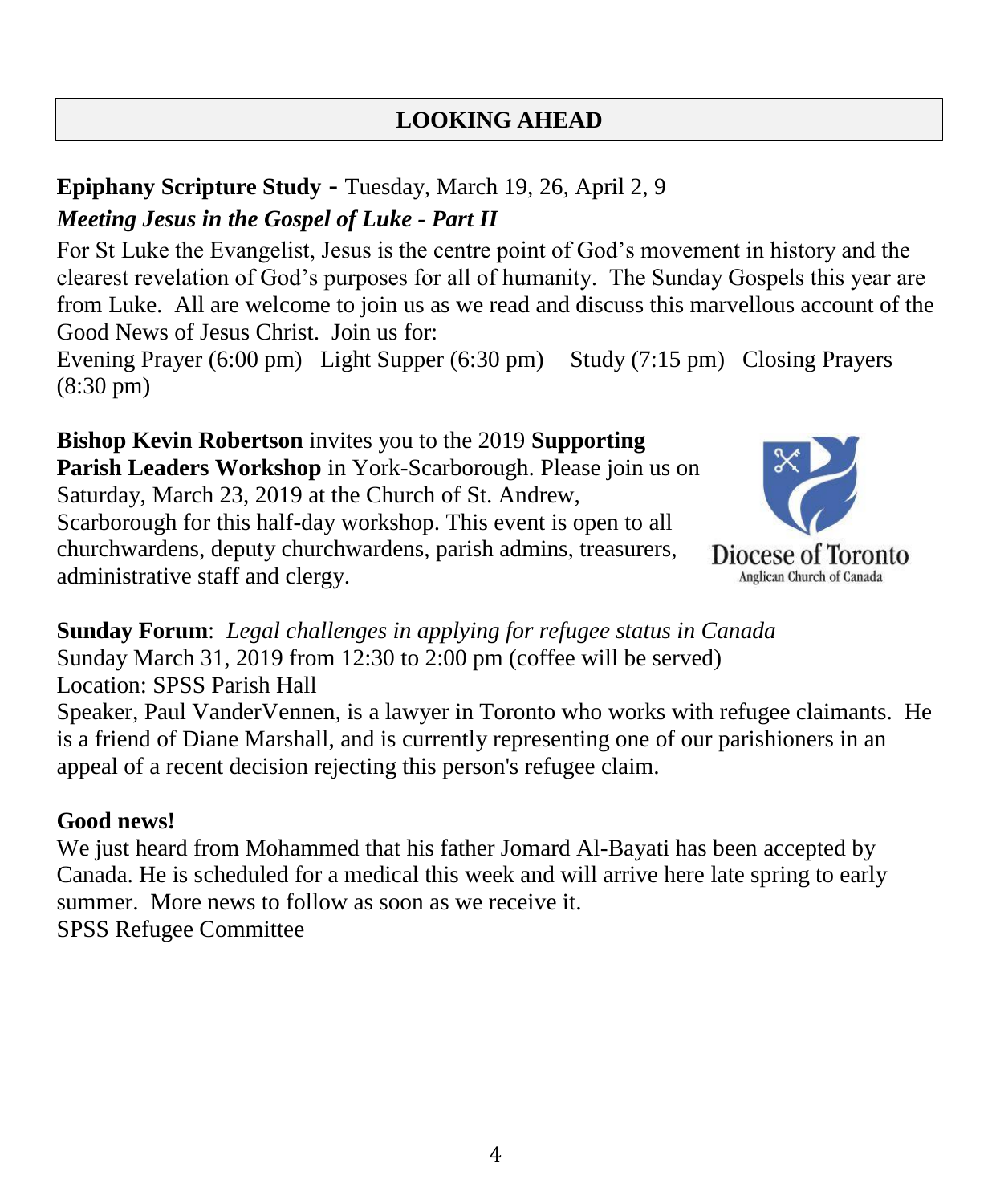## LOOKING AHEAD

**Epiphany Scripture Study -** Tuesday, March 19, 26, April 2, 9

***Meeting Jesus in the Gospel of Luke - Part II***

For St Luke the Evangelist, Jesus is the centre point of God's movement in history and the clearest revelation of God's purposes for all of humanity. The Sunday Gospels this year are from Luke. All are welcome to join us as we read and discuss this marvellous account of the Good News of Jesus Christ. Join us for:

Evening Prayer (6:00 pm) Light Supper (6:30 pm) Study (7:15 pm) Closing Prayers (8:30 pm)

**Bishop Kevin Robertson** invites you to the 2019 **Supporting Parish Leaders Workshop** in York-Scarborough. Please join us on Saturday, March 23, 2019 at the Church of St. Andrew, Scarborough for this half-day workshop. This event is open to all churchwardens, deputy churchwardens, parish admins, treasurers, administrative staff and clergy.

Diocese of Toronto
Anglican Church of Canada

**Sunday Forum**: *Legal challenges in applying for refugee status in Canada*

Sunday March 31, 2019 from 12:30 to 2:00 pm (coffee will be served)

Location: SPSS Parish Hall

Speaker, Paul VanderVennen, is a lawyer in Toronto who works with refugee claimants. He is a friend of Diane Marshall, and is currently representing one of our parishioners in an appeal of a recent decision rejecting this person's refugee claim.

**Good news!**

We just heard from Mohammed that his father Jomard Al-Bayati has been accepted by Canada. He is scheduled for a medical this week and will arrive here late spring to early summer. More news to follow as soon as we receive it.

SPSS Refugee Committee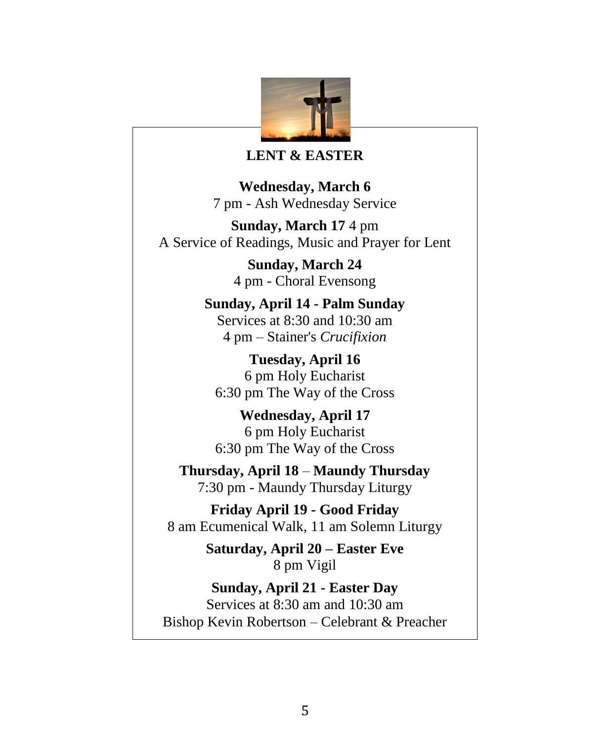## LENT & EASTER

**Wednesday, March 6**
7 pm - Ash Wednesday Service

**Sunday, March 17** 4 pm
A Service of Readings, Music and Prayer for Lent

**Sunday, March 24**
4 pm - Choral Evensong

**Sunday, April 14 - Palm Sunday**
Services at 8:30 and 10:30 am
4 pm – Stainer's *Crucifixion*

**Tuesday, April 16**
6 pm Holy Eucharist
6:30 pm The Way of the Cross

**Wednesday, April 17**
6 pm Holy Eucharist
6:30 pm The Way of the Cross

**Thursday, April 18** – **Maundy Thursday**
7:30 pm - Maundy Thursday Liturgy

**Friday April 19 - Good Friday**
8 am Ecumenical Walk, 11 am Solemn Liturgy

**Saturday, April 20 – Easter Eve**
8 pm Vigil

**Sunday, April 21 - Easter Day**
Services at 8:30 am and 10:30 am
Bishop Kevin Robertson – Celebrant & Preacher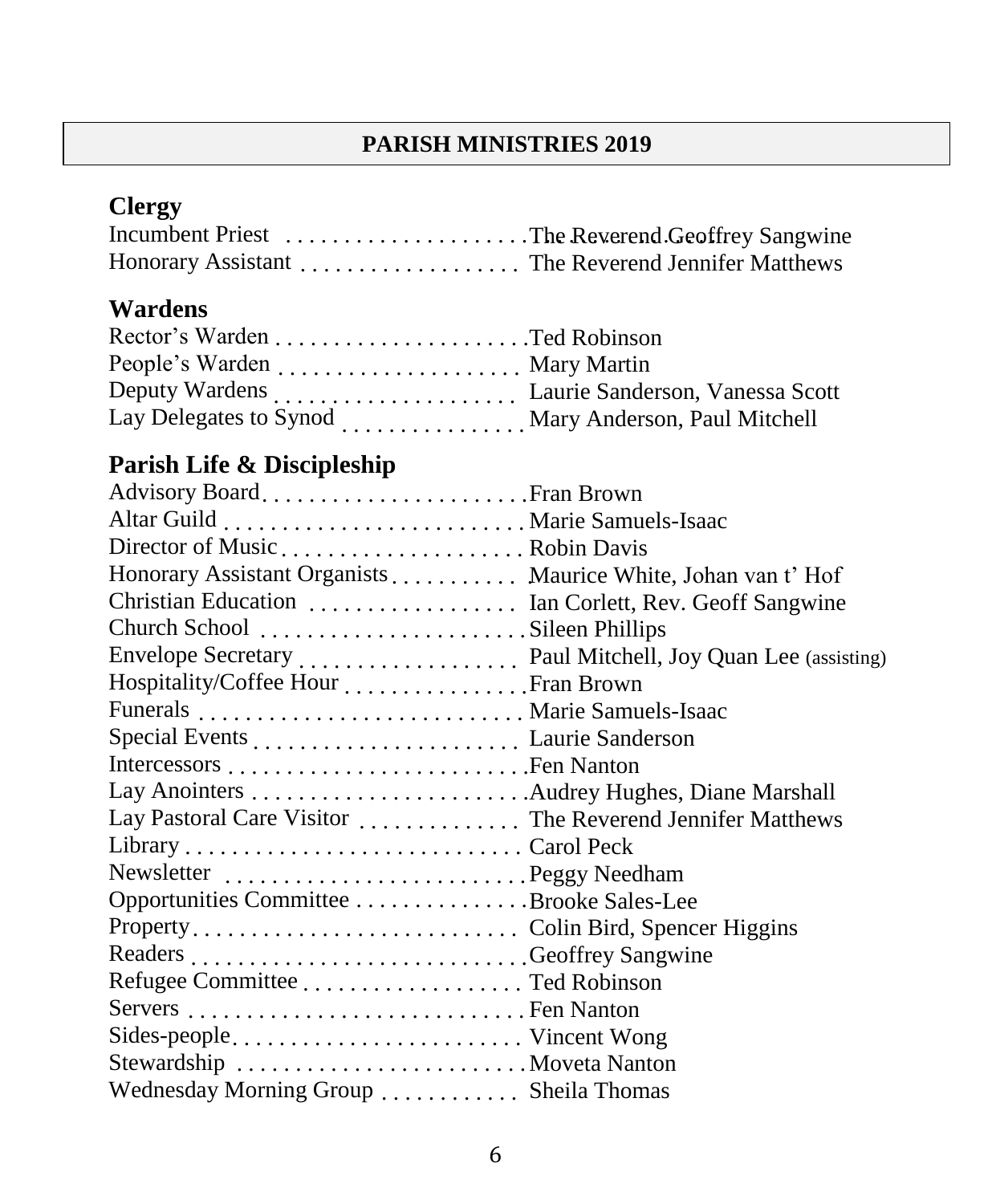## PARISH MINISTRIES 2019

### Clergy

| | |
|---|---|
| Incumbent Priest | The Reverend Geoffrey Sangwine |
| Honorary Assistant | The Reverend Jennifer Matthews |

### Wardens

| | |
|---|---|
| Rector's Warden | Ted Robinson |
| People's Warden | Mary Martin |
| Deputy Wardens | Laurie Sanderson, Vanessa Scott |
| Lay Delegates to Synod | Mary Anderson, Paul Mitchell |

### Parish Life & Discipleship

| | |
|---|---|
| Advisory Board | Fran Brown |
| Altar Guild | Marie Samuels-Isaac |
| Director of Music | Robin Davis |
| Honorary Assistant Organists | Maurice White, Johan van t' Hof |
| Christian Education | Ian Corlett, Rev. Geoff Sangwine |
| Church School | Sileen Phillips |
| Envelope Secretary | Paul Mitchell, Joy Quan Lee (assisting) |
| Hospitality/Coffee Hour | Fran Brown |
| Funerals | Marie Samuels-Isaac |
| Special Events | Laurie Sanderson |
| Intercessors | Fen Nanton |
| Lay Anointers | Audrey Hughes, Diane Marshall |
| Lay Pastoral Care Visitor | The Reverend Jennifer Matthews |
| Library | Carol Peck |
| Newsletter | Peggy Needham |
| Opportunities Committee | Brooke Sales-Lee |
| Property | Colin Bird, Spencer Higgins |
| Readers | Geoffrey Sangwine |
| Refugee Committee | Ted Robinson |
| Servers | Fen Nanton |
| Sides-people | Vincent Wong |
| Stewardship | Moveta Nanton |
| Wednesday Morning Group | Sheila Thomas |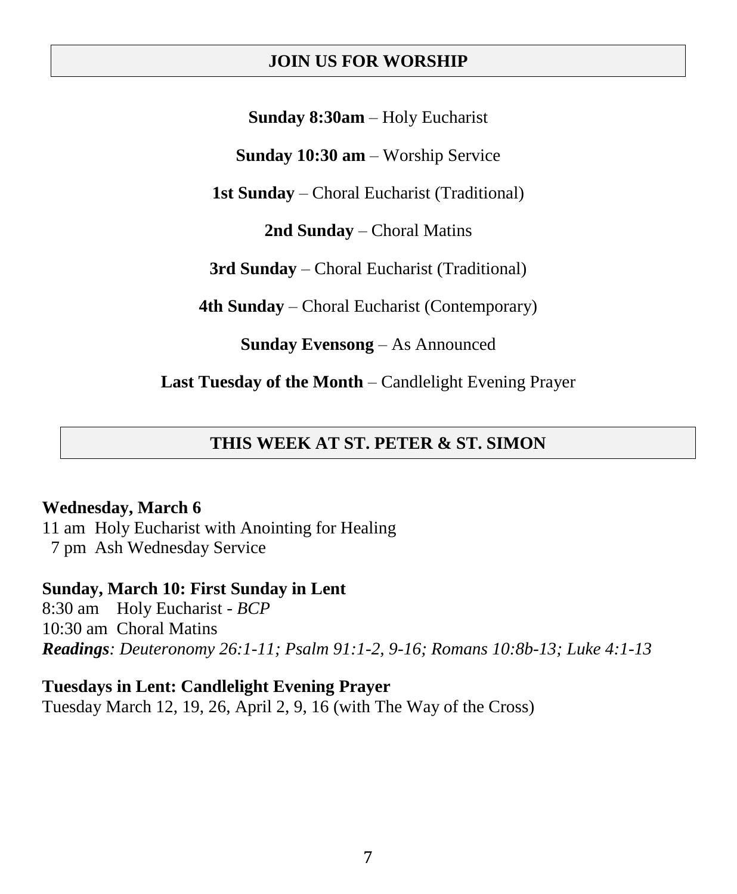## JOIN US FOR WORSHIP

**Sunday 8:30am** – Holy Eucharist

**Sunday 10:30 am** – Worship Service

**1st Sunday** – Choral Eucharist (Traditional)

**2nd Sunday** – Choral Matins

**3rd Sunday** – Choral Eucharist (Traditional)

**4th Sunday** – Choral Eucharist (Contemporary)

**Sunday Evensong** – As Announced

**Last Tuesday of the Month** – Candlelight Evening Prayer

## THIS WEEK AT ST. PETER & ST. SIMON

**Wednesday, March 6**
11 am Holy Eucharist with Anointing for Healing
7 pm Ash Wednesday Service

**Sunday, March 10: First Sunday in Lent**
8:30 am Holy Eucharist - *BCP*
10:30 am Choral Matins
***Readings****: Deuteronomy 26:1-11; Psalm 91:1-2, 9-16; Romans 10:8b-13; Luke 4:1-13*

**Tuesdays in Lent: Candlelight Evening Prayer**
Tuesday March 12, 19, 26, April 2, 9, 16 (with The Way of the Cross)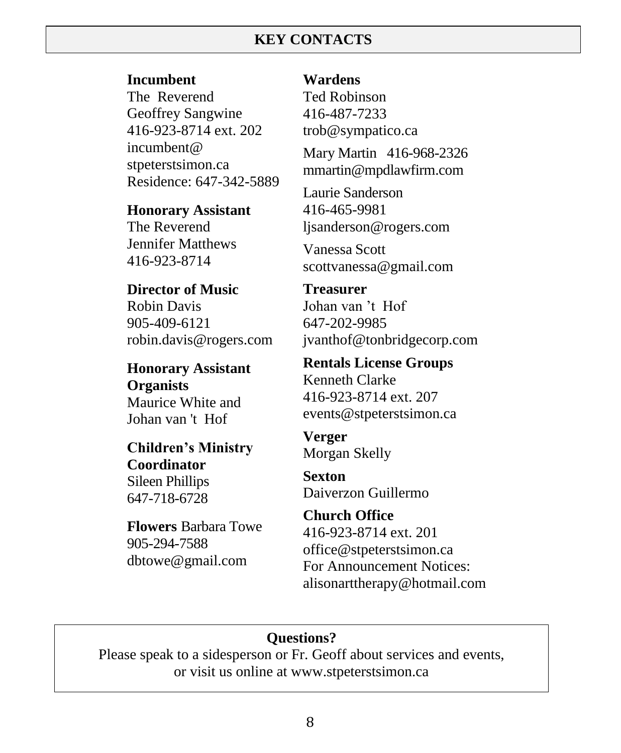## KEY CONTACTS

**Incumbent**
The Reverend
Geoffrey Sangwine
416-923-8714 ext. 202
incumbent@
stpeterstsimon.ca
Residence: 647-342-5889

**Honorary Assistant**
The Reverend
Jennifer Matthews
416-923-8714

**Director of Music**
Robin Davis
905-409-6121
robin.davis@rogers.com

**Honorary Assistant Organists**
Maurice White and
Johan van 't Hof

**Children's Ministry Coordinator**
Sileen Phillips
647-718-6728

**Flowers** Barbara Towe
905-294-7588
dbtowe@gmail.com

**Wardens**
Ted Robinson
416-487-7233
trob@sympatico.ca

Mary Martin 416-968-2326
mmartin@mpdlawfirm.com

Laurie Sanderson
416-465-9981
ljsanderson@rogers.com

Vanessa Scott
scottvanessa@gmail.com

**Treasurer**
Johan van 't Hof
647-202-9985
jvanthof@tonbridgecorp.com

**Rentals License Groups**
Kenneth Clarke
416-923-8714 ext. 207
events@stpeterstsimon.ca

**Verger**
Morgan Skelly

**Sexton**
Daiverzon Guillermo

**Church Office**
416-923-8714 ext. 201
office@stpeterstsimon.ca
For Announcement Notices:
alisonarttherapy@hotmail.com

**Questions?**
Please speak to a sidesperson or Fr. Geoff about services and events,
or visit us online at www.stpeterstsimon.ca